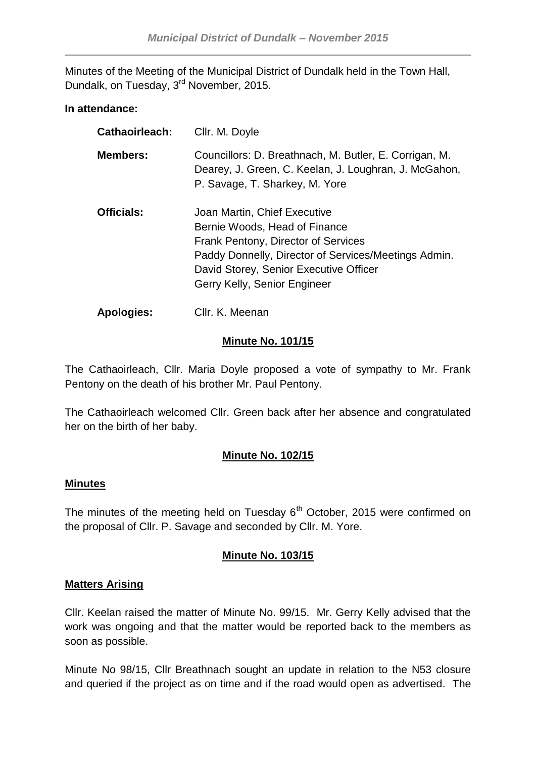Minutes of the Meeting of the Municipal District of Dundalk held in the Town Hall, Dundalk, on Tuesday, 3rd November, 2015.

**In attendance:**

| | |
|---|---|
| **Cathaoirleach:** | Cllr. M. Doyle |
| **Members:** | Councillors: D. Breathnach, M. Butler, E. Corrigan, M. Dearey, J. Green, C. Keelan, J. Loughran, J. McGahon, P. Savage, T. Sharkey, M. Yore |
| **Officials:** | Joan Martin, Chief Executive<br>Bernie Woods, Head of Finance<br>Frank Pentony, Director of Services<br>Paddy Donnelly, Director of Services/Meetings Admin.<br>David Storey, Senior Executive Officer<br>Gerry Kelly, Senior Engineer |
| **Apologies:** | Cllr. K. Meenan |

## Minute No. 101/15

The Cathaoirleach, Cllr. Maria Doyle proposed a vote of sympathy to Mr. Frank Pentony on the death of his brother Mr. Paul Pentony.

The Cathaoirleach welcomed Cllr. Green back after her absence and congratulated her on the birth of her baby.

## Minute No. 102/15

### Minutes

The minutes of the meeting held on Tuesday 6th October, 2015 were confirmed on the proposal of Cllr. P. Savage and seconded by Cllr. M. Yore.

## Minute No. 103/15

### Matters Arising

Cllr. Keelan raised the matter of Minute No. 99/15. Mr. Gerry Kelly advised that the work was ongoing and that the matter would be reported back to the members as soon as possible.

Minute No 98/15, Cllr Breathnach sought an update in relation to the N53 closure and queried if the project as on time and if the road would open as advertised. The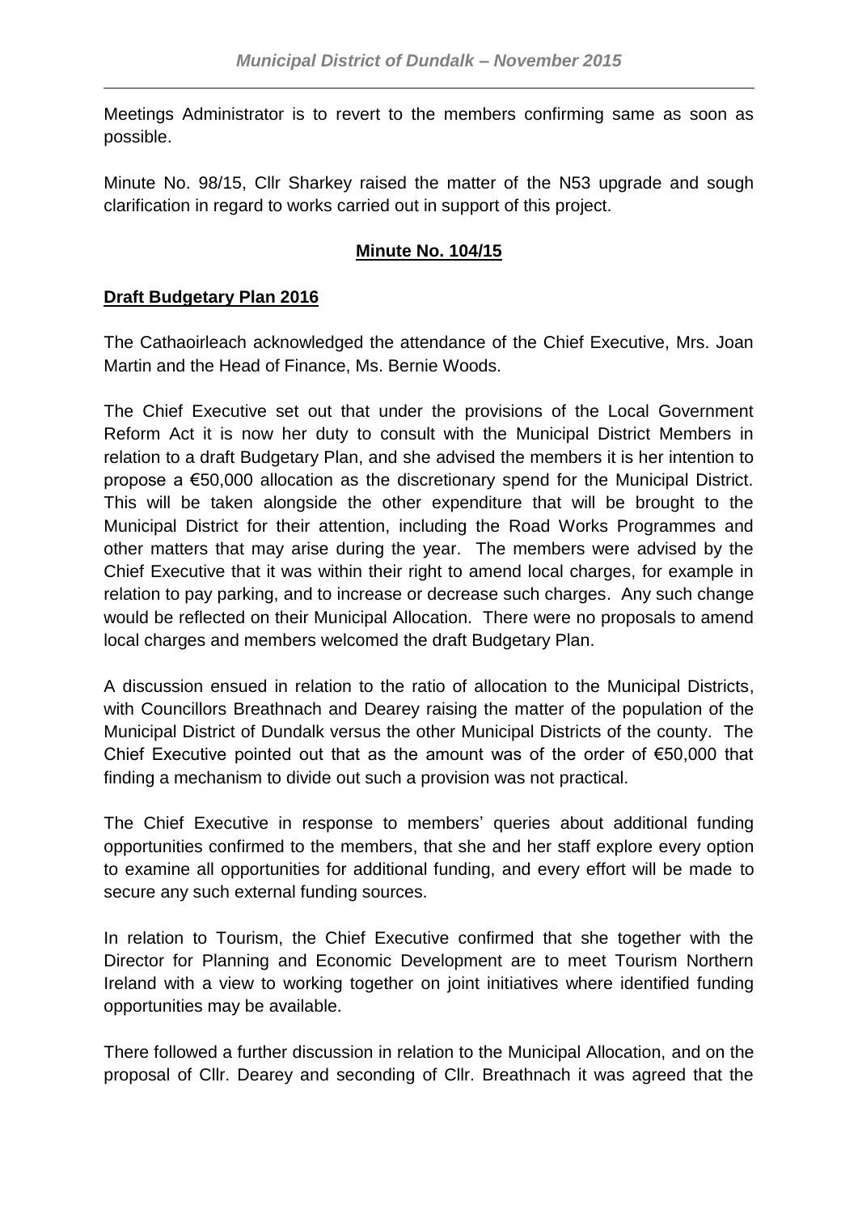Meetings Administrator is to revert to the members confirming same as soon as possible.

Minute No. 98/15, Cllr Sharkey raised the matter of the N53 upgrade and sough clarification in regard to works carried out in support of this project.

## Minute No. 104/15

### Draft Budgetary Plan 2016

The Cathaoirleach acknowledged the attendance of the Chief Executive, Mrs. Joan Martin and the Head of Finance, Ms. Bernie Woods.

The Chief Executive set out that under the provisions of the Local Government Reform Act it is now her duty to consult with the Municipal District Members in relation to a draft Budgetary Plan, and she advised the members it is her intention to propose a €50,000 allocation as the discretionary spend for the Municipal District. This will be taken alongside the other expenditure that will be brought to the Municipal District for their attention, including the Road Works Programmes and other matters that may arise during the year. The members were advised by the Chief Executive that it was within their right to amend local charges, for example in relation to pay parking, and to increase or decrease such charges. Any such change would be reflected on their Municipal Allocation. There were no proposals to amend local charges and members welcomed the draft Budgetary Plan.

A discussion ensued in relation to the ratio of allocation to the Municipal Districts, with Councillors Breathnach and Dearey raising the matter of the population of the Municipal District of Dundalk versus the other Municipal Districts of the county. The Chief Executive pointed out that as the amount was of the order of €50,000 that finding a mechanism to divide out such a provision was not practical.

The Chief Executive in response to members' queries about additional funding opportunities confirmed to the members, that she and her staff explore every option to examine all opportunities for additional funding, and every effort will be made to secure any such external funding sources.

In relation to Tourism, the Chief Executive confirmed that she together with the Director for Planning and Economic Development are to meet Tourism Northern Ireland with a view to working together on joint initiatives where identified funding opportunities may be available.

There followed a further discussion in relation to the Municipal Allocation, and on the proposal of Cllr. Dearey and seconding of Cllr. Breathnach it was agreed that the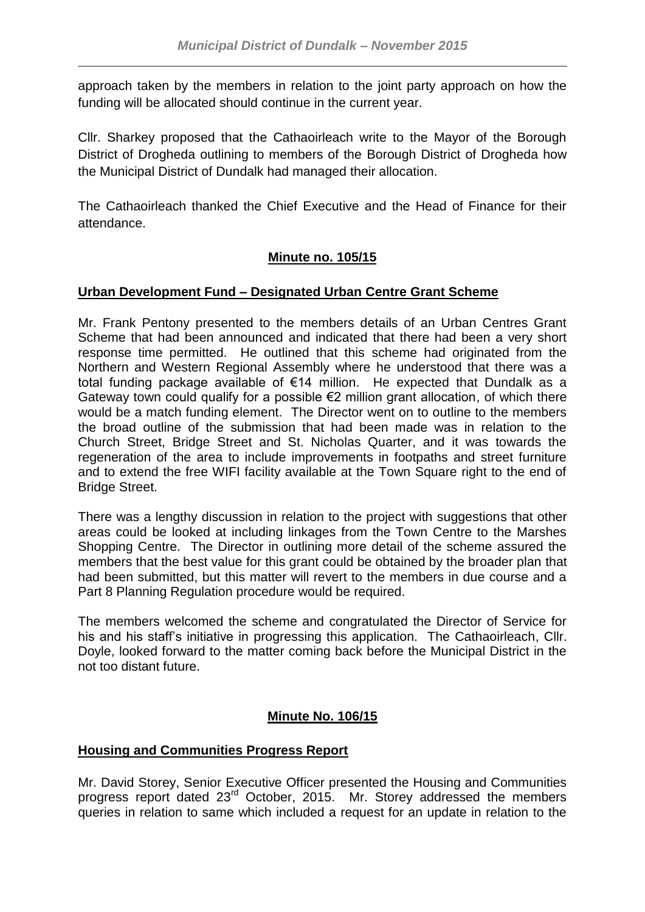approach taken by the members in relation to the joint party approach on how the funding will be allocated should continue in the current year.

Cllr. Sharkey proposed that the Cathaoirleach write to the Mayor of the Borough District of Drogheda outlining to members of the Borough District of Drogheda how the Municipal District of Dundalk had managed their allocation.

The Cathaoirleach thanked the Chief Executive and the Head of Finance for their attendance.

## **Minute no. 105/15**

### **Urban Development Fund – Designated Urban Centre Grant Scheme**

Mr. Frank Pentony presented to the members details of an Urban Centres Grant Scheme that had been announced and indicated that there had been a very short response time permitted. He outlined that this scheme had originated from the Northern and Western Regional Assembly where he understood that there was a total funding package available of €14 million. He expected that Dundalk as a Gateway town could qualify for a possible €2 million grant allocation, of which there would be a match funding element. The Director went on to outline to the members the broad outline of the submission that had been made was in relation to the Church Street, Bridge Street and St. Nicholas Quarter, and it was towards the regeneration of the area to include improvements in footpaths and street furniture and to extend the free WIFI facility available at the Town Square right to the end of Bridge Street.

There was a lengthy discussion in relation to the project with suggestions that other areas could be looked at including linkages from the Town Centre to the Marshes Shopping Centre. The Director in outlining more detail of the scheme assured the members that the best value for this grant could be obtained by the broader plan that had been submitted, but this matter will revert to the members in due course and a Part 8 Planning Regulation procedure would be required.

The members welcomed the scheme and congratulated the Director of Service for his and his staff's initiative in progressing this application. The Cathaoirleach, Cllr. Doyle, looked forward to the matter coming back before the Municipal District in the not too distant future.

## **Minute No. 106/15**

### **Housing and Communities Progress Report**

Mr. David Storey, Senior Executive Officer presented the Housing and Communities progress report dated 23rd October, 2015. Mr. Storey addressed the members queries in relation to same which included a request for an update in relation to the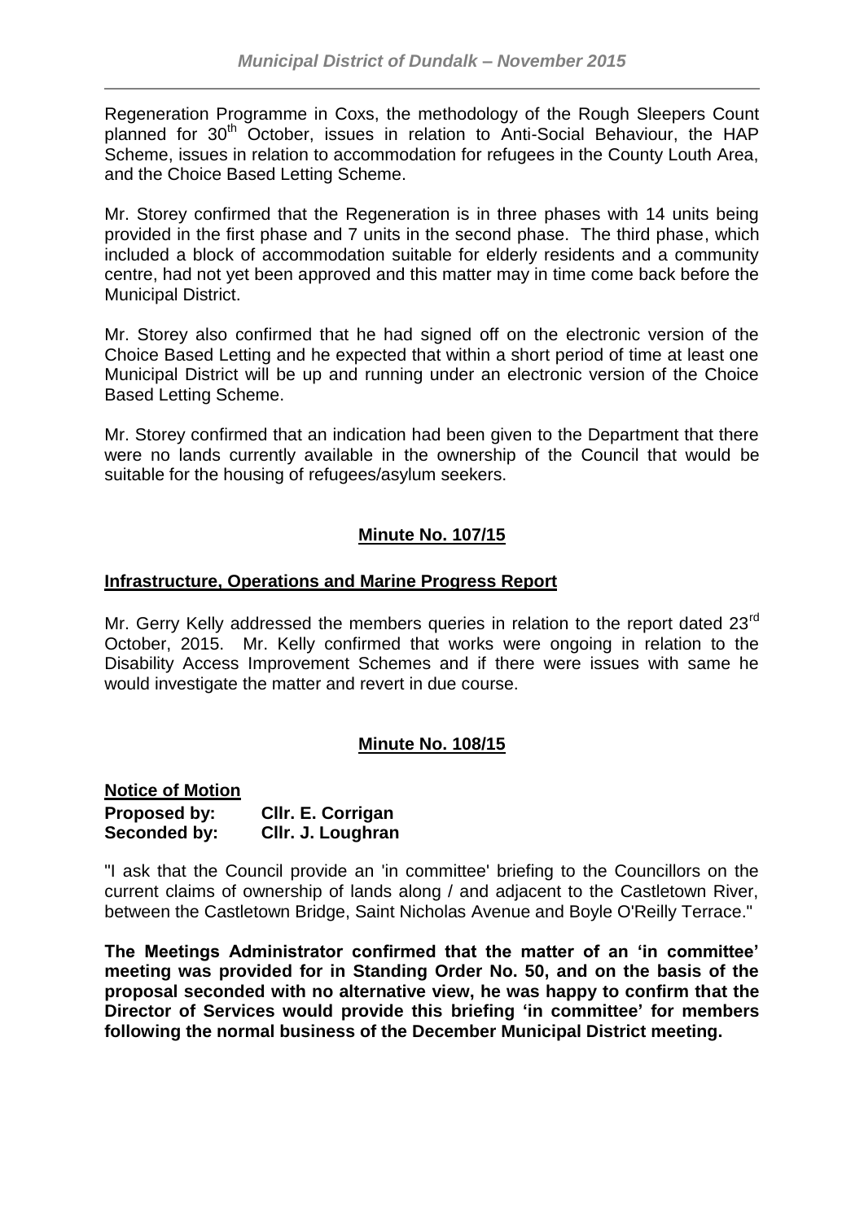Regeneration Programme in Coxs, the methodology of the Rough Sleepers Count planned for 30th October, issues in relation to Anti-Social Behaviour, the HAP Scheme, issues in relation to accommodation for refugees in the County Louth Area, and the Choice Based Letting Scheme.

Mr. Storey confirmed that the Regeneration is in three phases with 14 units being provided in the first phase and 7 units in the second phase. The third phase, which included a block of accommodation suitable for elderly residents and a community centre, had not yet been approved and this matter may in time come back before the Municipal District.

Mr. Storey also confirmed that he had signed off on the electronic version of the Choice Based Letting and he expected that within a short period of time at least one Municipal District will be up and running under an electronic version of the Choice Based Letting Scheme.

Mr. Storey confirmed that an indication had been given to the Department that there were no lands currently available in the ownership of the Council that would be suitable for the housing of refugees/asylum seekers.

## Minute No. 107/15

**Infrastructure, Operations and Marine Progress Report**

Mr. Gerry Kelly addressed the members queries in relation to the report dated 23rd October, 2015. Mr. Kelly confirmed that works were ongoing in relation to the Disability Access Improvement Schemes and if there were issues with same he would investigate the matter and revert in due course.

## Minute No. 108/15

**Notice of Motion**

**Proposed by:** **Cllr. E. Corrigan**
**Seconded by:** **Cllr. J. Loughran**

"I ask that the Council provide an 'in committee' briefing to the Councillors on the current claims of ownership of lands along / and adjacent to the Castletown River, between the Castletown Bridge, Saint Nicholas Avenue and Boyle O'Reilly Terrace."

**The Meetings Administrator confirmed that the matter of an 'in committee' meeting was provided for in Standing Order No. 50, and on the basis of the proposal seconded with no alternative view, he was happy to confirm that the Director of Services would provide this briefing 'in committee' for members following the normal business of the December Municipal District meeting.**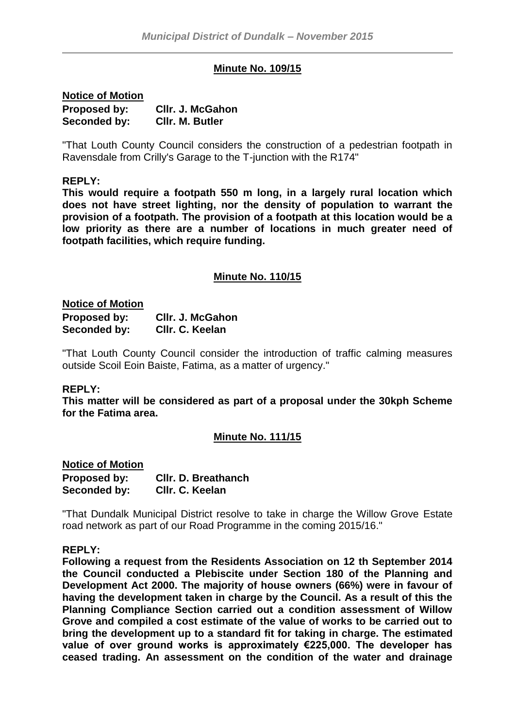## Minute No. 109/15

**Notice of Motion**

**Proposed by:** **Cllr. J. McGahon**
**Seconded by:** **Cllr. M. Butler**

"That Louth County Council considers the construction of a pedestrian footpath in Ravensdale from Crilly's Garage to the T-junction with the R174"

**REPLY:**

**This would require a footpath 550 m long, in a largely rural location which does not have street lighting, nor the density of population to warrant the provision of a footpath. The provision of a footpath at this location would be a low priority as there are a number of locations in much greater need of footpath facilities, which require funding.**

## Minute No. 110/15

**Notice of Motion**

**Proposed by:** **Cllr. J. McGahon**
**Seconded by:** **Cllr. C. Keelan**

"That Louth County Council consider the introduction of traffic calming measures outside Scoil Eoin Baiste, Fatima, as a matter of urgency."

**REPLY:**

**This matter will be considered as part of a proposal under the 30kph Scheme for the Fatima area.**

## Minute No. 111/15

**Notice of Motion**

**Proposed by:** **Cllr. D. Breathanch**
**Seconded by:** **Cllr. C. Keelan**

"That Dundalk Municipal District resolve to take in charge the Willow Grove Estate road network as part of our Road Programme in the coming 2015/16."

**REPLY:**

**Following a request from the Residents Association on 12 th September 2014 the Council conducted a Plebiscite under Section 180 of the Planning and Development Act 2000. The majority of house owners (66%) were in favour of having the development taken in charge by the Council. As a result of this the Planning Compliance Section carried out a condition assessment of Willow Grove and compiled a cost estimate of the value of works to be carried out to bring the development up to a standard fit for taking in charge. The estimated value of over ground works is approximately €225,000. The developer has ceased trading. An assessment on the condition of the water and drainage**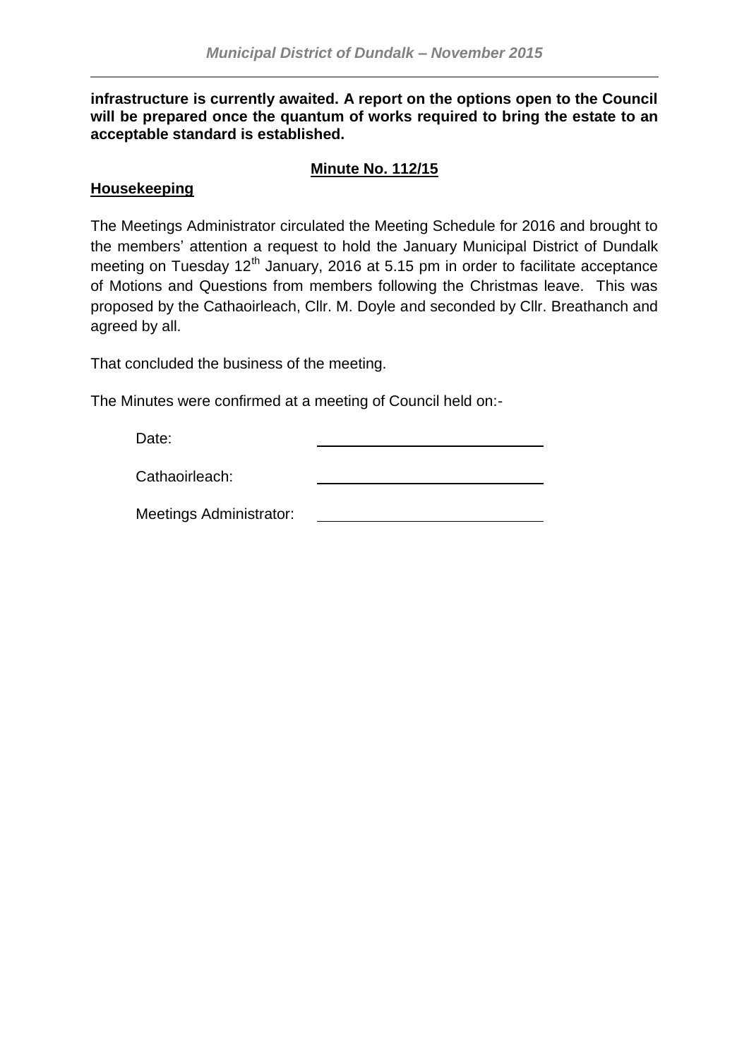**infrastructure is currently awaited. A report on the options open to the Council will be prepared once the quantum of works required to bring the estate to an acceptable standard is established.**

**Minute No. 112/15**

**Housekeeping**

The Meetings Administrator circulated the Meeting Schedule for 2016 and brought to the members' attention a request to hold the January Municipal District of Dundalk meeting on Tuesday 12th January, 2016 at 5.15 pm in order to facilitate acceptance of Motions and Questions from members following the Christmas leave. This was proposed by the Cathaoirleach, Cllr. M. Doyle and seconded by Cllr. Breathanch and agreed by all.

That concluded the business of the meeting.

The Minutes were confirmed at a meeting of Council held on:-

Date: ____________________________

Cathaoirleach: ____________________________

Meetings Administrator: ____________________________